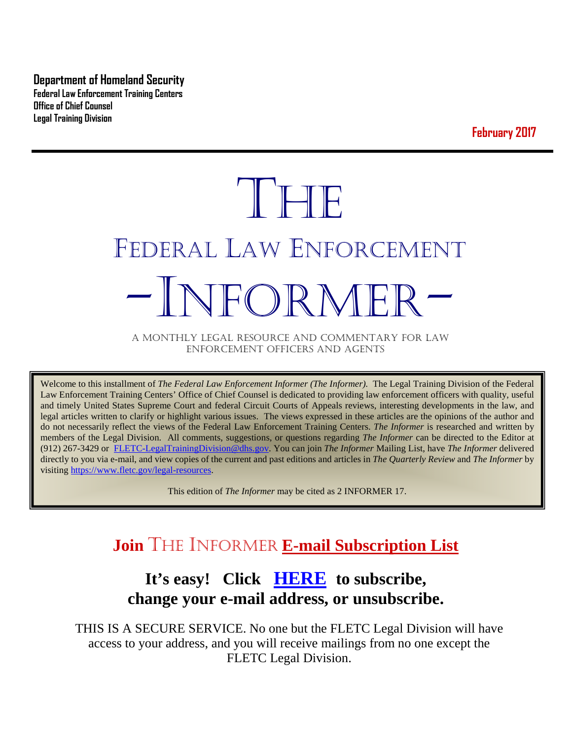**Department of Homeland Security**
**Federal Law Enforcement Training Centers**
**Office of Chief Counsel**
**Legal Training Division**

**February 2017**

# THE

# FEDERAL LAW ENFORCEMENT

# -INFORMER-

A MONTHLY LEGAL RESOURCE AND COMMENTARY FOR LAW ENFORCEMENT OFFICERS AND AGENTS

Welcome to this installment of *The Federal Law Enforcement Informer (The Informer).* The Legal Training Division of the Federal Law Enforcement Training Centers' Office of Chief Counsel is dedicated to providing law enforcement officers with quality, useful and timely United States Supreme Court and federal Circuit Courts of Appeals reviews, interesting developments in the law, and legal articles written to clarify or highlight various issues. The views expressed in these articles are the opinions of the author and do not necessarily reflect the views of the Federal Law Enforcement Training Centers. *The Informer* is researched and written by members of the Legal Division. All comments, suggestions, or questions regarding *The Informer* can be directed to the Editor at (912) 267-3429 or FLETC-LegalTrainingDivision@dhs.gov. You can join *The Informer* Mailing List, have *The Informer* delivered directly to you via e-mail, and view copies of the current and past editions and articles in *The Quarterly Review* and *The Informer* by visiting https://www.fletc.gov/legal-resources.

This edition of *The Informer* may be cited as 2 INFORMER 17.

## Join THE INFORMER E-mail Subscription List

### It's easy! Click HERE to subscribe, change your e-mail address, or unsubscribe.

THIS IS A SECURE SERVICE. No one but the FLETC Legal Division will have access to your address, and you will receive mailings from no one except the FLETC Legal Division.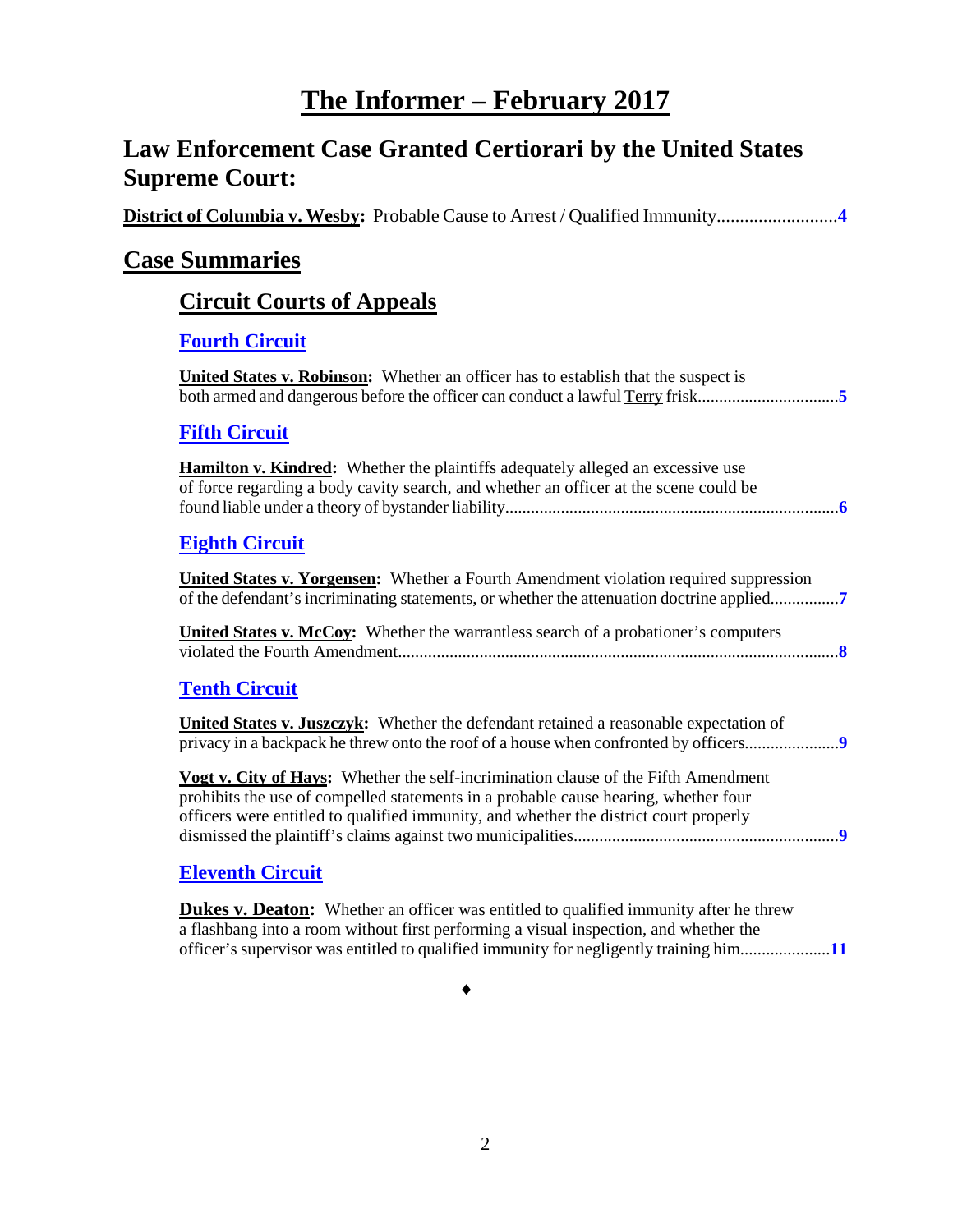# The Informer – February 2017

## Law Enforcement Case Granted Certiorari by the United States Supreme Court:

**District of Columbia v. Wesby:** Probable Cause to Arrest / Qualified Immunity..........................**4**

## Case Summaries

### Circuit Courts of Appeals

#### Fourth Circuit

**United States v. Robinson:** Whether an officer has to establish that the suspect is both armed and dangerous before the officer can conduct a lawful Terry frisk................................**5**

#### Fifth Circuit

**Hamilton v. Kindred:** Whether the plaintiffs adequately alleged an excessive use of force regarding a body cavity search, and whether an officer at the scene could be found liable under a theory of bystander liability.............................................................................**6**

#### Eighth Circuit

**United States v. Yorgensen:** Whether a Fourth Amendment violation required suppression of the defendant's incriminating statements, or whether the attenuation doctrine applied................**7**

**United States v. McCoy:** Whether the warrantless search of a probationer's computers violated the Fourth Amendment.......................................................................................................**8**

#### Tenth Circuit

**United States v. Juszczyk:** Whether the defendant retained a reasonable expectation of privacy in a backpack he threw onto the roof of a house when confronted by officers......................**9**

**Vogt v. City of Hays:** Whether the self-incrimination clause of the Fifth Amendment prohibits the use of compelled statements in a probable cause hearing, whether four officers were entitled to qualified immunity, and whether the district court properly dismissed the plaintiff's claims against two municipalities.............................................................**9**

#### Eleventh Circuit

**Dukes v. Deaton:** Whether an officer was entitled to qualified immunity after he threw a flashbang into a room without first performing a visual inspection, and whether the officer's supervisor was entitled to qualified immunity for negligently training him.....................**11**

♦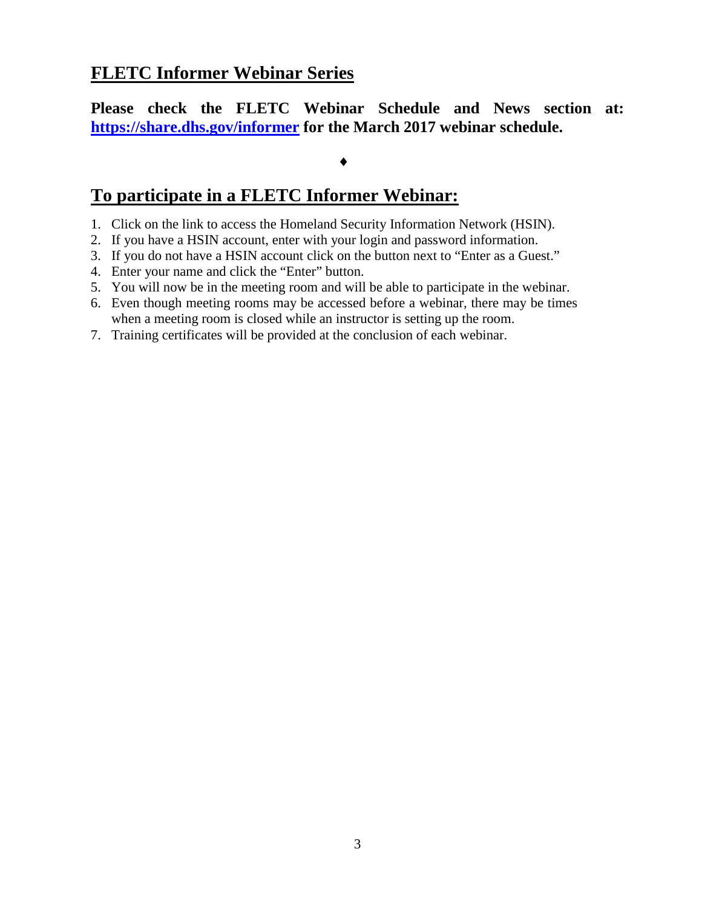## FLETC Informer Webinar Series

**Please check the FLETC Webinar Schedule and News section at: [https://share.dhs.gov/informer](https://share.dhs.gov/informer) for the March 2017 webinar schedule.**

♦

## To participate in a FLETC Informer Webinar:

1. Click on the link to access the Homeland Security Information Network (HSIN).
2. If you have a HSIN account, enter with your login and password information.
3. If you do not have a HSIN account click on the button next to "Enter as a Guest."
4. Enter your name and click the "Enter" button.
5. You will now be in the meeting room and will be able to participate in the webinar.
6. Even though meeting rooms may be accessed before a webinar, there may be times when a meeting room is closed while an instructor is setting up the room.
7. Training certificates will be provided at the conclusion of each webinar.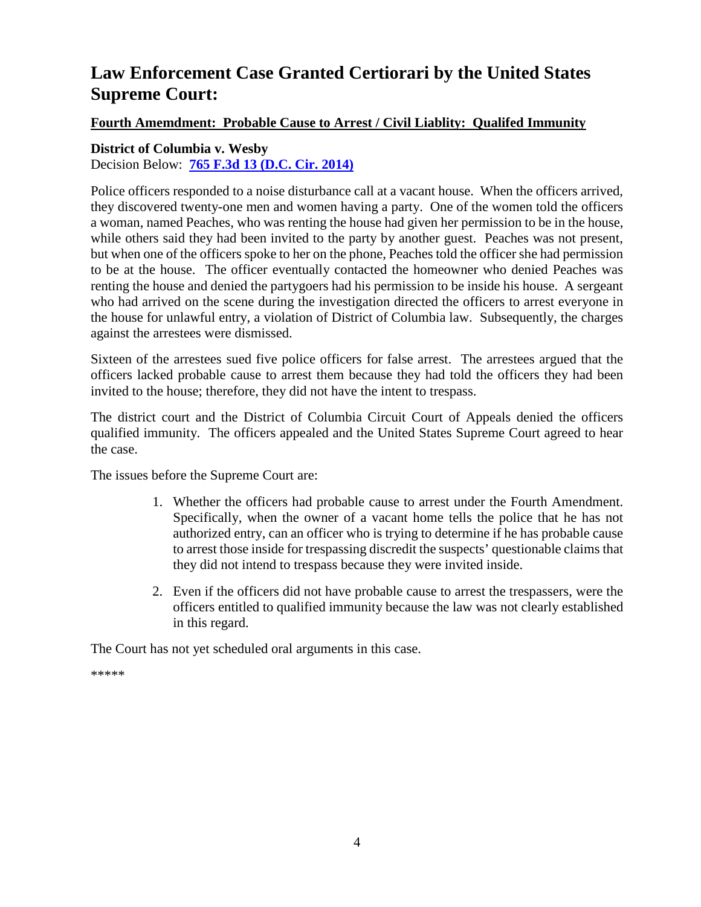# Law Enforcement Case Granted Certiorari by the United States Supreme Court:

**Fourth Amemdment: Probable Cause to Arrest / Civil Liablity: Qualifed Immunity**

**District of Columbia v. Wesby**
Decision Below: **[765 F.3d 13 (D.C. Cir. 2014)]**

Police officers responded to a noise disturbance call at a vacant house. When the officers arrived, they discovered twenty-one men and women having a party. One of the women told the officers a woman, named Peaches, who was renting the house had given her permission to be in the house, while others said they had been invited to the party by another guest. Peaches was not present, but when one of the officers spoke to her on the phone, Peaches told the officer she had permission to be at the house. The officer eventually contacted the homeowner who denied Peaches was renting the house and denied the partygoers had his permission to be inside his house. A sergeant who had arrived on the scene during the investigation directed the officers to arrest everyone in the house for unlawful entry, a violation of District of Columbia law. Subsequently, the charges against the arrestees were dismissed.

Sixteen of the arrestees sued five police officers for false arrest. The arrestees argued that the officers lacked probable cause to arrest them because they had told the officers they had been invited to the house; therefore, they did not have the intent to trespass.

The district court and the District of Columbia Circuit Court of Appeals denied the officers qualified immunity. The officers appealed and the United States Supreme Court agreed to hear the case.

The issues before the Supreme Court are:

1. Whether the officers had probable cause to arrest under the Fourth Amendment. Specifically, when the owner of a vacant home tells the police that he has not authorized entry, can an officer who is trying to determine if he has probable cause to arrest those inside for trespassing discredit the suspects' questionable claims that they did not intend to trespass because they were invited inside.
2. Even if the officers did not have probable cause to arrest the trespassers, were the officers entitled to qualified immunity because the law was not clearly established in this regard.

The Court has not yet scheduled oral arguments in this case.

*****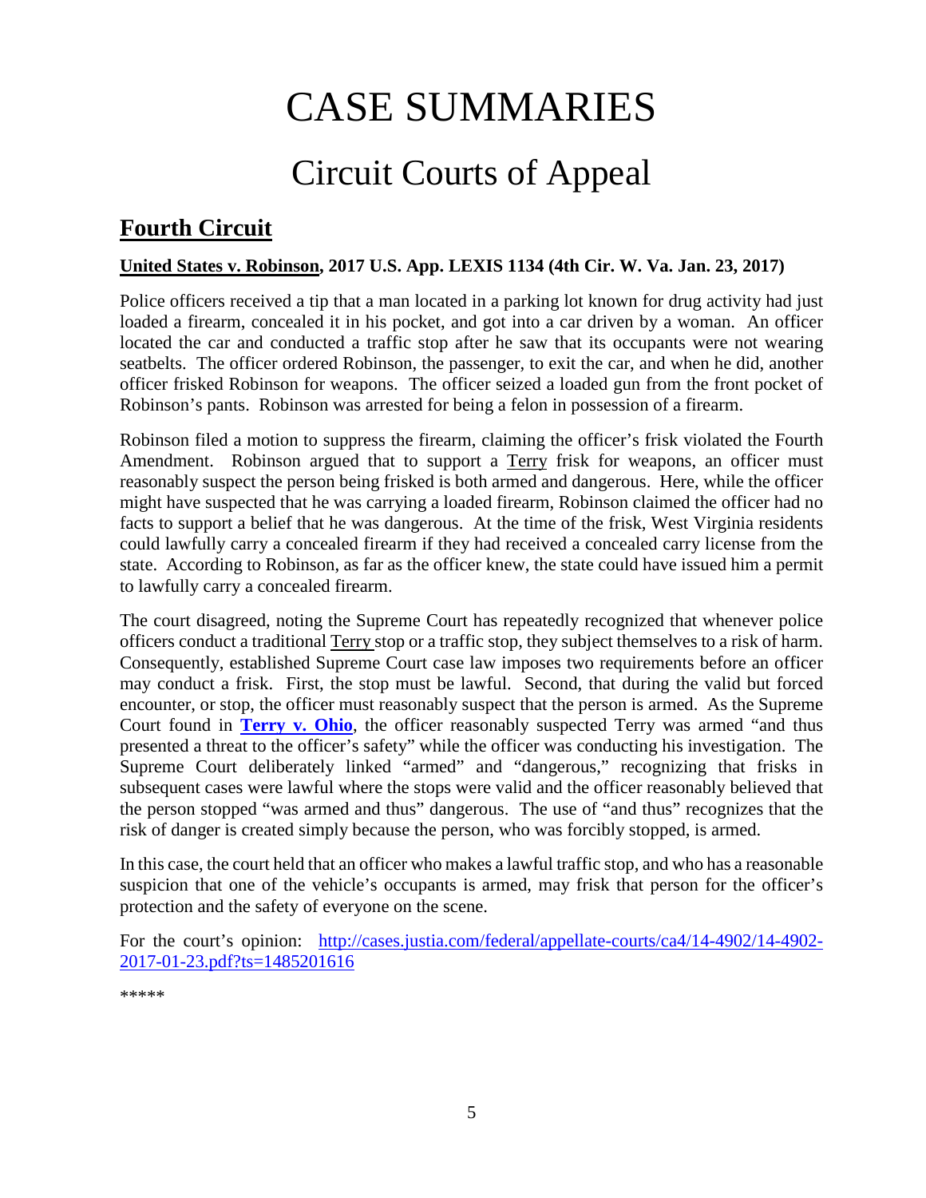# CASE SUMMARIES

## Circuit Courts of Appeal

### Fourth Circuit

**United States v. Robinson, 2017 U.S. App. LEXIS 1134 (4th Cir. W. Va. Jan. 23, 2017)**

Police officers received a tip that a man located in a parking lot known for drug activity had just loaded a firearm, concealed it in his pocket, and got into a car driven by a woman. An officer located the car and conducted a traffic stop after he saw that its occupants were not wearing seatbelts. The officer ordered Robinson, the passenger, to exit the car, and when he did, another officer frisked Robinson for weapons. The officer seized a loaded gun from the front pocket of Robinson's pants. Robinson was arrested for being a felon in possession of a firearm.

Robinson filed a motion to suppress the firearm, claiming the officer's frisk violated the Fourth Amendment. Robinson argued that to support a Terry frisk for weapons, an officer must reasonably suspect the person being frisked is both armed and dangerous. Here, while the officer might have suspected that he was carrying a loaded firearm, Robinson claimed the officer had no facts to support a belief that he was dangerous. At the time of the frisk, West Virginia residents could lawfully carry a concealed firearm if they had received a concealed carry license from the state. According to Robinson, as far as the officer knew, the state could have issued him a permit to lawfully carry a concealed firearm.

The court disagreed, noting the Supreme Court has repeatedly recognized that whenever police officers conduct a traditional Terry stop or a traffic stop, they subject themselves to a risk of harm. Consequently, established Supreme Court case law imposes two requirements before an officer may conduct a frisk. First, the stop must be lawful. Second, that during the valid but forced encounter, or stop, the officer must reasonably suspect that the person is armed. As the Supreme Court found in **Terry v. Ohio**, the officer reasonably suspected Terry was armed "and thus presented a threat to the officer's safety" while the officer was conducting his investigation. The Supreme Court deliberately linked "armed" and "dangerous," recognizing that frisks in subsequent cases were lawful where the stops were valid and the officer reasonably believed that the person stopped "was armed and thus" dangerous. The use of "and thus" recognizes that the risk of danger is created simply because the person, who was forcibly stopped, is armed.

In this case, the court held that an officer who makes a lawful traffic stop, and who has a reasonable suspicion that one of the vehicle's occupants is armed, may frisk that person for the officer's protection and the safety of everyone on the scene.

For the court's opinion: http://cases.justia.com/federal/appellate-courts/ca4/14-4902/14-4902-2017-01-23.pdf?ts=1485201616

*****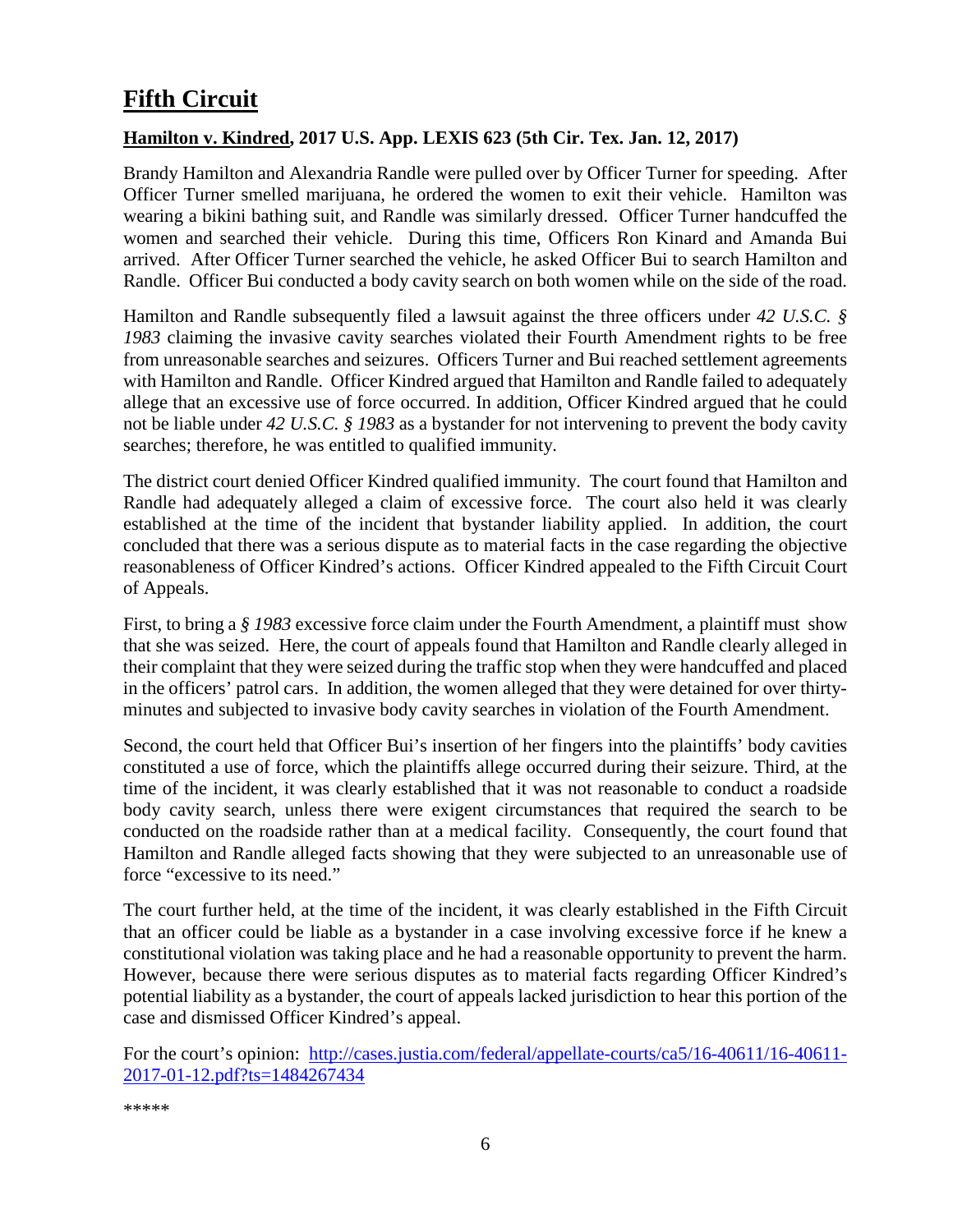# Fifth Circuit

## Hamilton v. Kindred, 2017 U.S. App. LEXIS 623 (5th Cir. Tex. Jan. 12, 2017)

Brandy Hamilton and Alexandria Randle were pulled over by Officer Turner for speeding. After Officer Turner smelled marijuana, he ordered the women to exit their vehicle. Hamilton was wearing a bikini bathing suit, and Randle was similarly dressed. Officer Turner handcuffed the women and searched their vehicle. During this time, Officers Ron Kinard and Amanda Bui arrived. After Officer Turner searched the vehicle, he asked Officer Bui to search Hamilton and Randle. Officer Bui conducted a body cavity search on both women while on the side of the road.

Hamilton and Randle subsequently filed a lawsuit against the three officers under *42 U.S.C. § 1983* claiming the invasive cavity searches violated their Fourth Amendment rights to be free from unreasonable searches and seizures. Officers Turner and Bui reached settlement agreements with Hamilton and Randle. Officer Kindred argued that Hamilton and Randle failed to adequately allege that an excessive use of force occurred. In addition, Officer Kindred argued that he could not be liable under *42 U.S.C. § 1983* as a bystander for not intervening to prevent the body cavity searches; therefore, he was entitled to qualified immunity.

The district court denied Officer Kindred qualified immunity. The court found that Hamilton and Randle had adequately alleged a claim of excessive force. The court also held it was clearly established at the time of the incident that bystander liability applied. In addition, the court concluded that there was a serious dispute as to material facts in the case regarding the objective reasonableness of Officer Kindred's actions. Officer Kindred appealed to the Fifth Circuit Court of Appeals.

First, to bring a *§ 1983* excessive force claim under the Fourth Amendment, a plaintiff must show that she was seized. Here, the court of appeals found that Hamilton and Randle clearly alleged in their complaint that they were seized during the traffic stop when they were handcuffed and placed in the officers' patrol cars. In addition, the women alleged that they were detained for over thirty-minutes and subjected to invasive body cavity searches in violation of the Fourth Amendment.

Second, the court held that Officer Bui's insertion of her fingers into the plaintiffs' body cavities constituted a use of force, which the plaintiffs allege occurred during their seizure. Third, at the time of the incident, it was clearly established that it was not reasonable to conduct a roadside body cavity search, unless there were exigent circumstances that required the search to be conducted on the roadside rather than at a medical facility. Consequently, the court found that Hamilton and Randle alleged facts showing that they were subjected to an unreasonable use of force "excessive to its need."

The court further held, at the time of the incident, it was clearly established in the Fifth Circuit that an officer could be liable as a bystander in a case involving excessive force if he knew a constitutional violation was taking place and he had a reasonable opportunity to prevent the harm. However, because there were serious disputes as to material facts regarding Officer Kindred's potential liability as a bystander, the court of appeals lacked jurisdiction to hear this portion of the case and dismissed Officer Kindred's appeal.

For the court's opinion: [http://cases.justia.com/federal/appellate-courts/ca5/16-40611/16-40611-2017-01-12.pdf?ts=1484267434](http://cases.justia.com/federal/appellate-courts/ca5/16-40611/16-40611-2017-01-12.pdf?ts=1484267434)

*****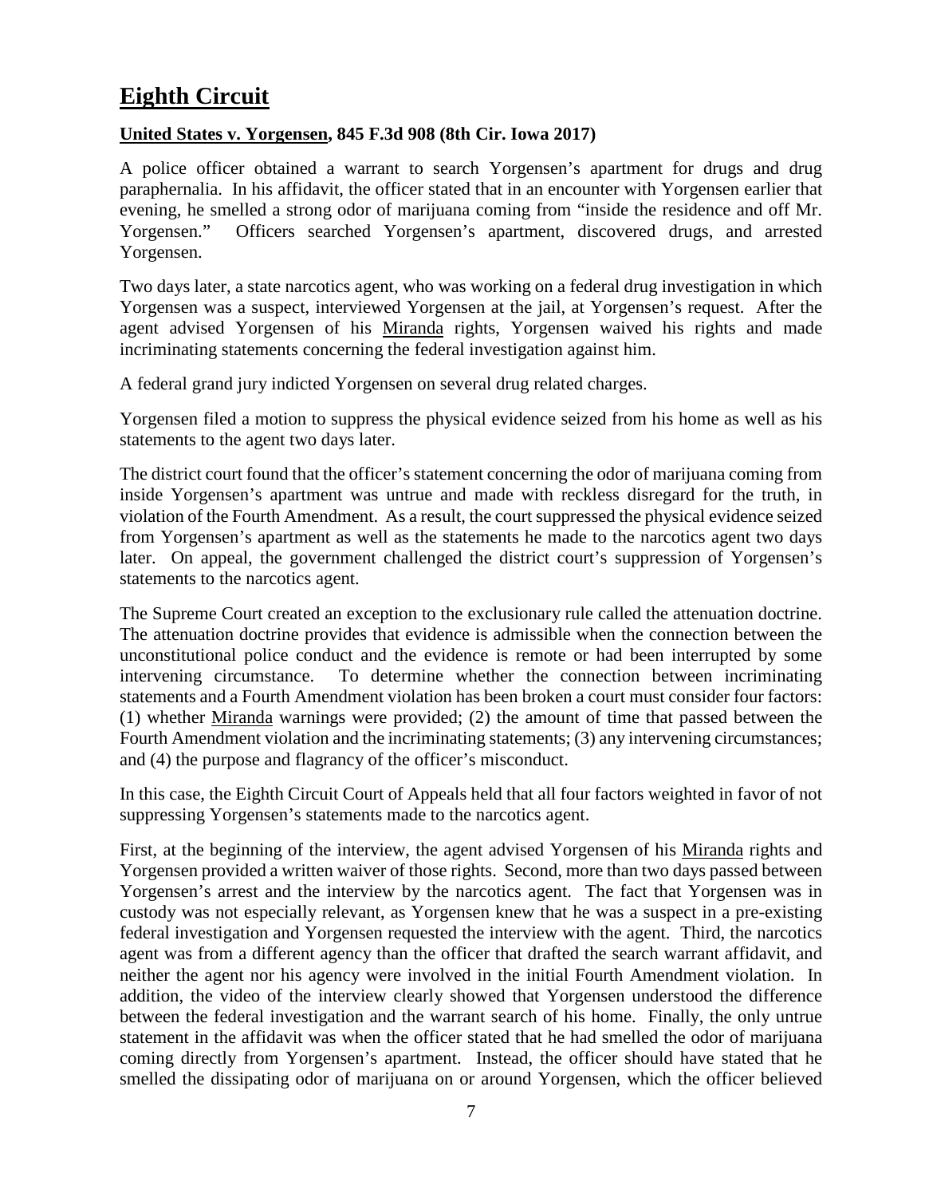# Eighth Circuit

## United States v. Yorgensen, 845 F.3d 908 (8th Cir. Iowa 2017)

A police officer obtained a warrant to search Yorgensen's apartment for drugs and drug paraphernalia. In his affidavit, the officer stated that in an encounter with Yorgensen earlier that evening, he smelled a strong odor of marijuana coming from "inside the residence and off Mr. Yorgensen." Officers searched Yorgensen's apartment, discovered drugs, and arrested Yorgensen.

Two days later, a state narcotics agent, who was working on a federal drug investigation in which Yorgensen was a suspect, interviewed Yorgensen at the jail, at Yorgensen's request. After the agent advised Yorgensen of his Miranda rights, Yorgensen waived his rights and made incriminating statements concerning the federal investigation against him.

A federal grand jury indicted Yorgensen on several drug related charges.

Yorgensen filed a motion to suppress the physical evidence seized from his home as well as his statements to the agent two days later.

The district court found that the officer's statement concerning the odor of marijuana coming from inside Yorgensen's apartment was untrue and made with reckless disregard for the truth, in violation of the Fourth Amendment. As a result, the court suppressed the physical evidence seized from Yorgensen's apartment as well as the statements he made to the narcotics agent two days later. On appeal, the government challenged the district court's suppression of Yorgensen's statements to the narcotics agent.

The Supreme Court created an exception to the exclusionary rule called the attenuation doctrine. The attenuation doctrine provides that evidence is admissible when the connection between the unconstitutional police conduct and the evidence is remote or had been interrupted by some intervening circumstance. To determine whether the connection between incriminating statements and a Fourth Amendment violation has been broken a court must consider four factors: (1) whether Miranda warnings were provided; (2) the amount of time that passed between the Fourth Amendment violation and the incriminating statements; (3) any intervening circumstances; and (4) the purpose and flagrancy of the officer's misconduct.

In this case, the Eighth Circuit Court of Appeals held that all four factors weighted in favor of not suppressing Yorgensen's statements made to the narcotics agent.

First, at the beginning of the interview, the agent advised Yorgensen of his Miranda rights and Yorgensen provided a written waiver of those rights. Second, more than two days passed between Yorgensen's arrest and the interview by the narcotics agent. The fact that Yorgensen was in custody was not especially relevant, as Yorgensen knew that he was a suspect in a pre-existing federal investigation and Yorgensen requested the interview with the agent. Third, the narcotics agent was from a different agency than the officer that drafted the search warrant affidavit, and neither the agent nor his agency were involved in the initial Fourth Amendment violation. In addition, the video of the interview clearly showed that Yorgensen understood the difference between the federal investigation and the warrant search of his home. Finally, the only untrue statement in the affidavit was when the officer stated that he had smelled the odor of marijuana coming directly from Yorgensen's apartment. Instead, the officer should have stated that he smelled the dissipating odor of marijuana on or around Yorgensen, which the officer believed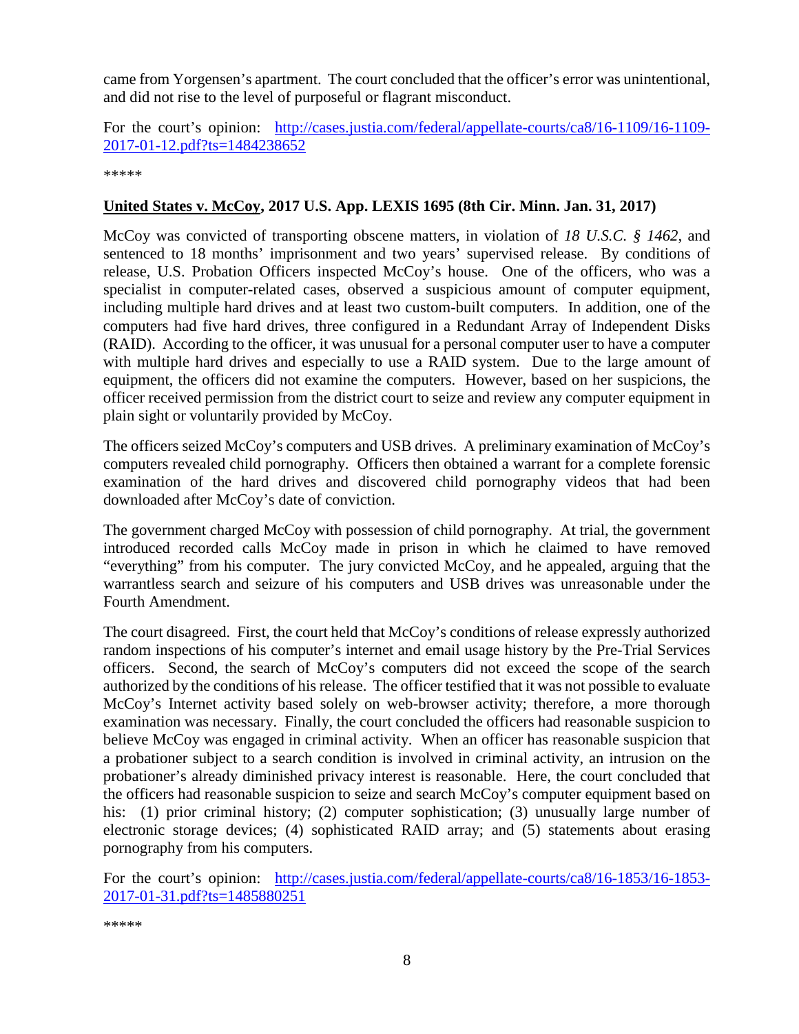came from Yorgensen's apartment. The court concluded that the officer's error was unintentional, and did not rise to the level of purposeful or flagrant misconduct.

For the court's opinion: [http://cases.justia.com/federal/appellate-courts/ca8/16-1109/16-1109-2017-01-12.pdf?ts=1484238652](http://cases.justia.com/federal/appellate-courts/ca8/16-1109/16-1109-2017-01-12.pdf?ts=1484238652)

*****

**<u>United States v. McCoy</u>, 2017 U.S. App. LEXIS 1695 (8th Cir. Minn. Jan. 31, 2017)**

McCoy was convicted of transporting obscene matters, in violation of *18 U.S.C. § 1462*, and sentenced to 18 months' imprisonment and two years' supervised release. By conditions of release, U.S. Probation Officers inspected McCoy's house. One of the officers, who was a specialist in computer-related cases, observed a suspicious amount of computer equipment, including multiple hard drives and at least two custom-built computers. In addition, one of the computers had five hard drives, three configured in a Redundant Array of Independent Disks (RAID). According to the officer, it was unusual for a personal computer user to have a computer with multiple hard drives and especially to use a RAID system. Due to the large amount of equipment, the officers did not examine the computers. However, based on her suspicions, the officer received permission from the district court to seize and review any computer equipment in plain sight or voluntarily provided by McCoy.

The officers seized McCoy's computers and USB drives. A preliminary examination of McCoy's computers revealed child pornography. Officers then obtained a warrant for a complete forensic examination of the hard drives and discovered child pornography videos that had been downloaded after McCoy's date of conviction.

The government charged McCoy with possession of child pornography. At trial, the government introduced recorded calls McCoy made in prison in which he claimed to have removed "everything" from his computer. The jury convicted McCoy, and he appealed, arguing that the warrantless search and seizure of his computers and USB drives was unreasonable under the Fourth Amendment.

The court disagreed. First, the court held that McCoy's conditions of release expressly authorized random inspections of his computer's internet and email usage history by the Pre-Trial Services officers. Second, the search of McCoy's computers did not exceed the scope of the search authorized by the conditions of his release. The officer testified that it was not possible to evaluate McCoy's Internet activity based solely on web-browser activity; therefore, a more thorough examination was necessary. Finally, the court concluded the officers had reasonable suspicion to believe McCoy was engaged in criminal activity. When an officer has reasonable suspicion that a probationer subject to a search condition is involved in criminal activity, an intrusion on the probationer's already diminished privacy interest is reasonable. Here, the court concluded that the officers had reasonable suspicion to seize and search McCoy's computer equipment based on his: (1) prior criminal history; (2) computer sophistication; (3) unusually large number of electronic storage devices; (4) sophisticated RAID array; and (5) statements about erasing pornography from his computers.

For the court's opinion: [http://cases.justia.com/federal/appellate-courts/ca8/16-1853/16-1853-2017-01-31.pdf?ts=1485880251](http://cases.justia.com/federal/appellate-courts/ca8/16-1853/16-1853-2017-01-31.pdf?ts=1485880251)

*****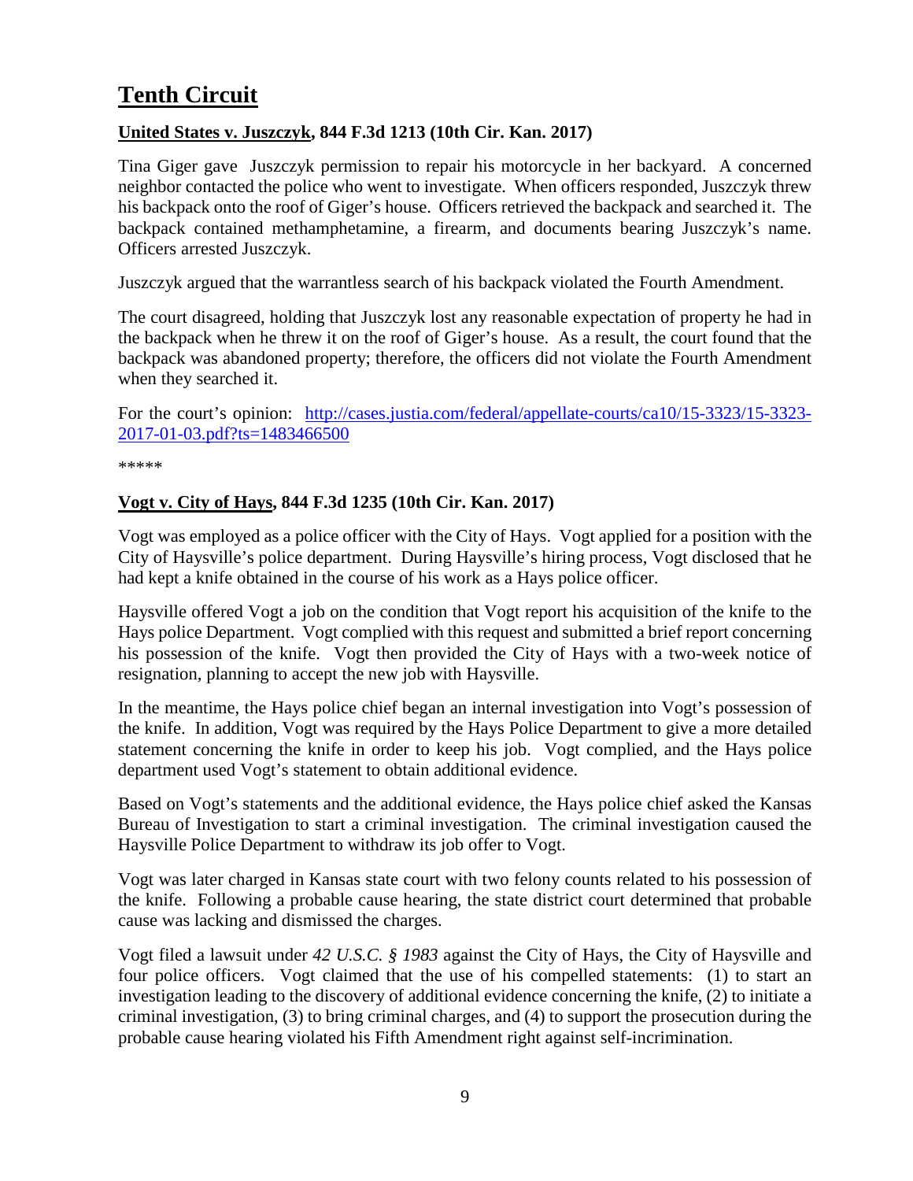## Tenth Circuit

### United States v. Juszczyk, 844 F.3d 1213 (10th Cir. Kan. 2017)

Tina Giger gave Juszczyk permission to repair his motorcycle in her backyard. A concerned neighbor contacted the police who went to investigate. When officers responded, Juszczyk threw his backpack onto the roof of Giger's house. Officers retrieved the backpack and searched it. The backpack contained methamphetamine, a firearm, and documents bearing Juszczyk's name. Officers arrested Juszczyk.

Juszczyk argued that the warrantless search of his backpack violated the Fourth Amendment.

The court disagreed, holding that Juszczyk lost any reasonable expectation of property he had in the backpack when he threw it on the roof of Giger's house. As a result, the court found that the backpack was abandoned property; therefore, the officers did not violate the Fourth Amendment when they searched it.

For the court's opinion: [http://cases.justia.com/federal/appellate-courts/ca10/15-3323/15-3323-2017-01-03.pdf?ts=1483466500](http://cases.justia.com/federal/appellate-courts/ca10/15-3323/15-3323-2017-01-03.pdf?ts=1483466500)

*****

### Vogt v. City of Hays, 844 F.3d 1235 (10th Cir. Kan. 2017)

Vogt was employed as a police officer with the City of Hays. Vogt applied for a position with the City of Haysville's police department. During Haysville's hiring process, Vogt disclosed that he had kept a knife obtained in the course of his work as a Hays police officer.

Haysville offered Vogt a job on the condition that Vogt report his acquisition of the knife to the Hays police Department. Vogt complied with this request and submitted a brief report concerning his possession of the knife. Vogt then provided the City of Hays with a two-week notice of resignation, planning to accept the new job with Haysville.

In the meantime, the Hays police chief began an internal investigation into Vogt's possession of the knife. In addition, Vogt was required by the Hays Police Department to give a more detailed statement concerning the knife in order to keep his job. Vogt complied, and the Hays police department used Vogt's statement to obtain additional evidence.

Based on Vogt's statements and the additional evidence, the Hays police chief asked the Kansas Bureau of Investigation to start a criminal investigation. The criminal investigation caused the Haysville Police Department to withdraw its job offer to Vogt.

Vogt was later charged in Kansas state court with two felony counts related to his possession of the knife. Following a probable cause hearing, the state district court determined that probable cause was lacking and dismissed the charges.

Vogt filed a lawsuit under *42 U.S.C. § 1983* against the City of Hays, the City of Haysville and four police officers. Vogt claimed that the use of his compelled statements: (1) to start an investigation leading to the discovery of additional evidence concerning the knife, (2) to initiate a criminal investigation, (3) to bring criminal charges, and (4) to support the prosecution during the probable cause hearing violated his Fifth Amendment right against self-incrimination.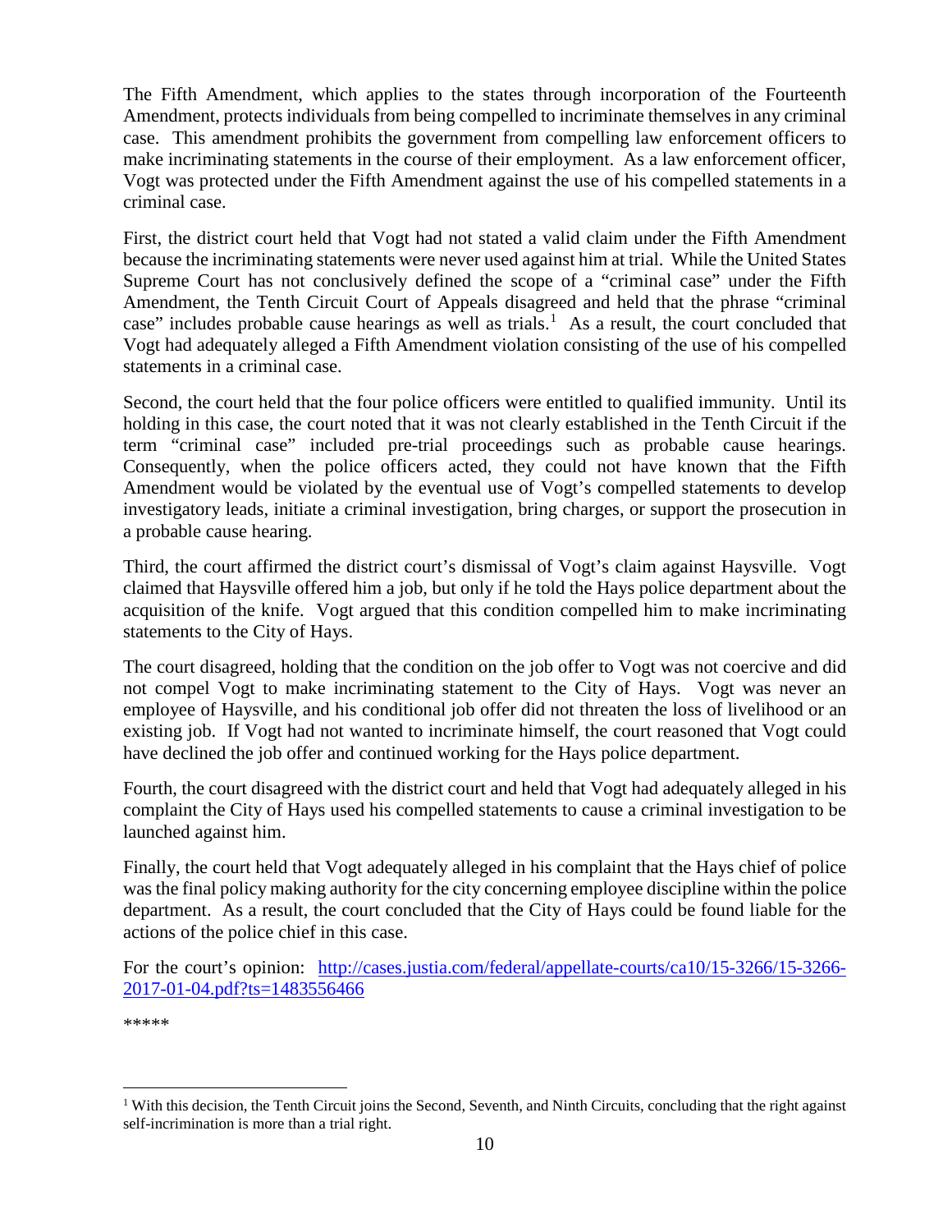The Fifth Amendment, which applies to the states through incorporation of the Fourteenth Amendment, protects individuals from being compelled to incriminate themselves in any criminal case. This amendment prohibits the government from compelling law enforcement officers to make incriminating statements in the course of their employment. As a law enforcement officer, Vogt was protected under the Fifth Amendment against the use of his compelled statements in a criminal case.

First, the district court held that Vogt had not stated a valid claim under the Fifth Amendment because the incriminating statements were never used against him at trial. While the United States Supreme Court has not conclusively defined the scope of a "criminal case" under the Fifth Amendment, the Tenth Circuit Court of Appeals disagreed and held that the phrase "criminal case" includes probable cause hearings as well as trials.[1] As a result, the court concluded that Vogt had adequately alleged a Fifth Amendment violation consisting of the use of his compelled statements in a criminal case.

Second, the court held that the four police officers were entitled to qualified immunity. Until its holding in this case, the court noted that it was not clearly established in the Tenth Circuit if the term "criminal case" included pre-trial proceedings such as probable cause hearings. Consequently, when the police officers acted, they could not have known that the Fifth Amendment would be violated by the eventual use of Vogt's compelled statements to develop investigatory leads, initiate a criminal investigation, bring charges, or support the prosecution in a probable cause hearing.

Third, the court affirmed the district court's dismissal of Vogt's claim against Haysville. Vogt claimed that Haysville offered him a job, but only if he told the Hays police department about the acquisition of the knife. Vogt argued that this condition compelled him to make incriminating statements to the City of Hays.

The court disagreed, holding that the condition on the job offer to Vogt was not coercive and did not compel Vogt to make incriminating statement to the City of Hays. Vogt was never an employee of Haysville, and his conditional job offer did not threaten the loss of livelihood or an existing job. If Vogt had not wanted to incriminate himself, the court reasoned that Vogt could have declined the job offer and continued working for the Hays police department.

Fourth, the court disagreed with the district court and held that Vogt had adequately alleged in his complaint the City of Hays used his compelled statements to cause a criminal investigation to be launched against him.

Finally, the court held that Vogt adequately alleged in his complaint that the Hays chief of police was the final policy making authority for the city concerning employee discipline within the police department. As a result, the court concluded that the City of Hays could be found liable for the actions of the police chief in this case.

For the court's opinion: [http://cases.justia.com/federal/appellate-courts/ca10/15-3266/15-3266-2017-01-04.pdf?ts=1483556466](http://cases.justia.com/federal/appellate-courts/ca10/15-3266/15-3266-2017-01-04.pdf?ts=1483556466)

*****

[1] With this decision, the Tenth Circuit joins the Second, Seventh, and Ninth Circuits, concluding that the right against self-incrimination is more than a trial right.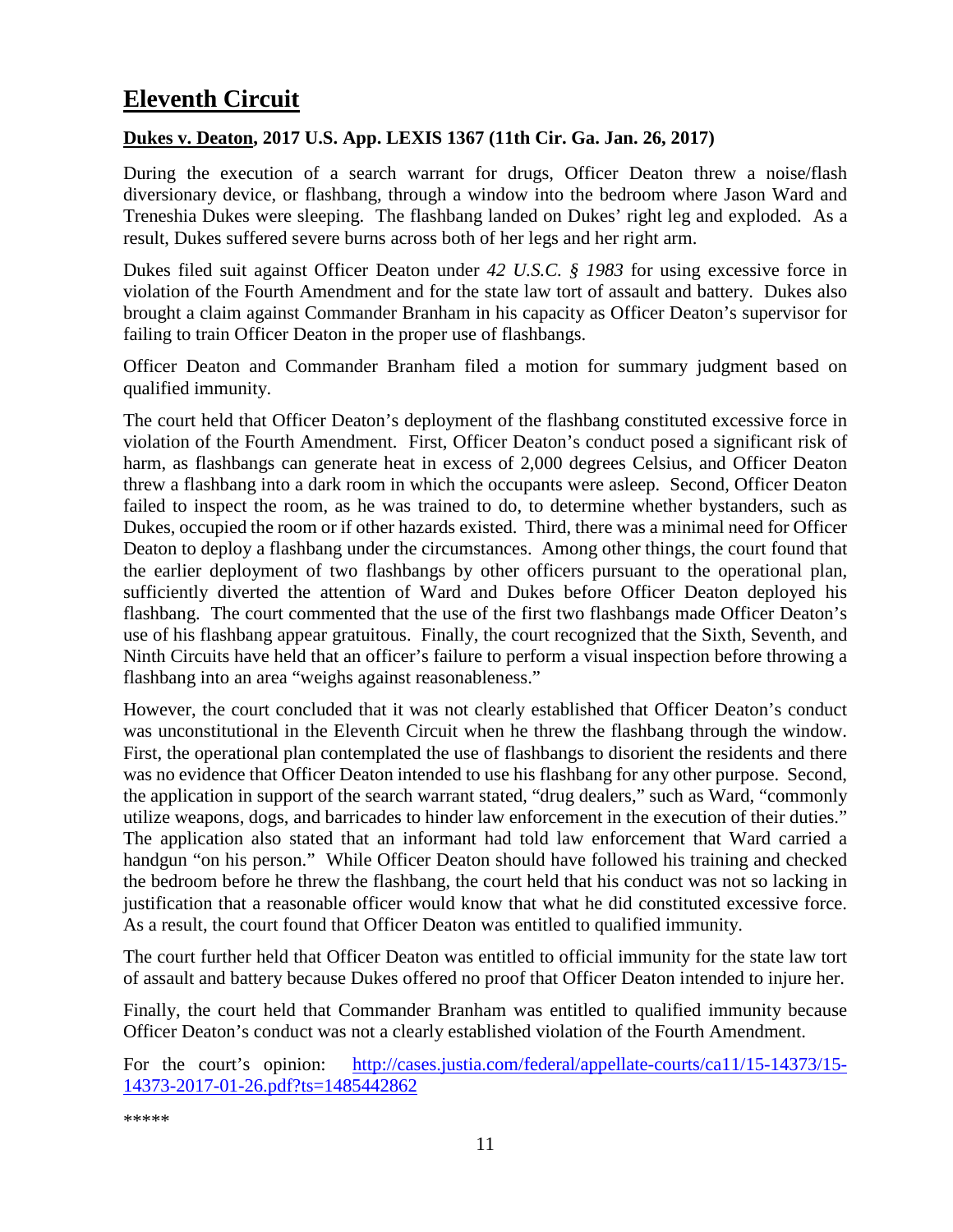# Eleventh Circuit

**Dukes v. Deaton, 2017 U.S. App. LEXIS 1367 (11th Cir. Ga. Jan. 26, 2017)**

During the execution of a search warrant for drugs, Officer Deaton threw a noise/flash diversionary device, or flashbang, through a window into the bedroom where Jason Ward and Treneshia Dukes were sleeping. The flashbang landed on Dukes' right leg and exploded. As a result, Dukes suffered severe burns across both of her legs and her right arm.

Dukes filed suit against Officer Deaton under *42 U.S.C. § 1983* for using excessive force in violation of the Fourth Amendment and for the state law tort of assault and battery. Dukes also brought a claim against Commander Branham in his capacity as Officer Deaton's supervisor for failing to train Officer Deaton in the proper use of flashbangs.

Officer Deaton and Commander Branham filed a motion for summary judgment based on qualified immunity.

The court held that Officer Deaton's deployment of the flashbang constituted excessive force in violation of the Fourth Amendment. First, Officer Deaton's conduct posed a significant risk of harm, as flashbangs can generate heat in excess of 2,000 degrees Celsius, and Officer Deaton threw a flashbang into a dark room in which the occupants were asleep. Second, Officer Deaton failed to inspect the room, as he was trained to do, to determine whether bystanders, such as Dukes, occupied the room or if other hazards existed. Third, there was a minimal need for Officer Deaton to deploy a flashbang under the circumstances. Among other things, the court found that the earlier deployment of two flashbangs by other officers pursuant to the operational plan, sufficiently diverted the attention of Ward and Dukes before Officer Deaton deployed his flashbang. The court commented that the use of the first two flashbangs made Officer Deaton's use of his flashbang appear gratuitous. Finally, the court recognized that the Sixth, Seventh, and Ninth Circuits have held that an officer's failure to perform a visual inspection before throwing a flashbang into an area "weighs against reasonableness."

However, the court concluded that it was not clearly established that Officer Deaton's conduct was unconstitutional in the Eleventh Circuit when he threw the flashbang through the window. First, the operational plan contemplated the use of flashbangs to disorient the residents and there was no evidence that Officer Deaton intended to use his flashbang for any other purpose. Second, the application in support of the search warrant stated, "drug dealers," such as Ward, "commonly utilize weapons, dogs, and barricades to hinder law enforcement in the execution of their duties." The application also stated that an informant had told law enforcement that Ward carried a handgun "on his person." While Officer Deaton should have followed his training and checked the bedroom before he threw the flashbang, the court held that his conduct was not so lacking in justification that a reasonable officer would know that what he did constituted excessive force. As a result, the court found that Officer Deaton was entitled to qualified immunity.

The court further held that Officer Deaton was entitled to official immunity for the state law tort of assault and battery because Dukes offered no proof that Officer Deaton intended to injure her.

Finally, the court held that Commander Branham was entitled to qualified immunity because Officer Deaton's conduct was not a clearly established violation of the Fourth Amendment.

For the court's opinion: [http://cases.justia.com/federal/appellate-courts/ca11/15-14373/15-14373-2017-01-26.pdf?ts=1485442862](http://cases.justia.com/federal/appellate-courts/ca11/15-14373/15-14373-2017-01-26.pdf?ts=1485442862)

*****